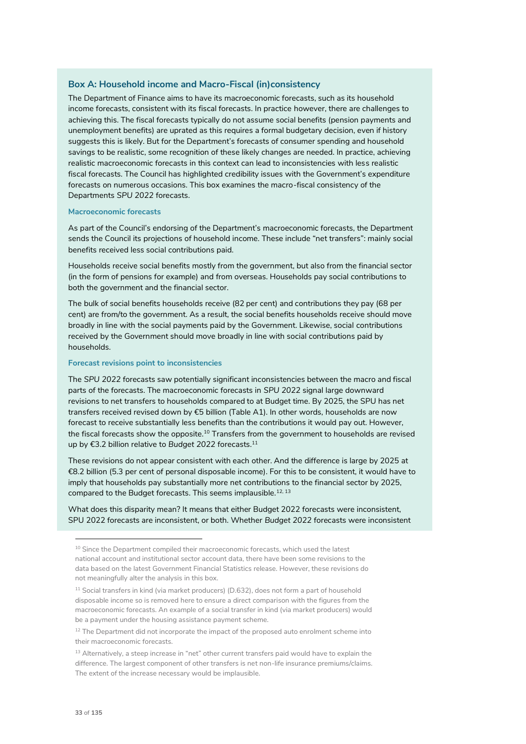## Box A: Household income and Macro-Fiscal (in)consistency

The Department of Finance aims to have its macroeconomic forecasts, such as its household income forecasts, consistent with its fiscal forecasts. In practice however, there are challenges to achieving this. The fiscal forecasts typically do not assume social benefits (pension payments and unemployment benefits) are uprated as this requires a formal budgetary decision, even if history suggests this is likely. But for the Department's forecasts of consumer spending and household savings to be realistic, some recognition of these likely changes are needed. In practice, achieving realistic macroeconomic forecasts in this context can lead to inconsistencies with less realistic fiscal forecasts. The Council has highlighted credibility issues with the Government's expenditure forecasts on numerous occasions. This box examines the macro-fiscal consistency of the Departments *SPU* 2022 forecasts.

### Macroeconomic forecasts

As part of the Council's endorsing of the Department's macroeconomic forecasts, the Department sends the Council its projections of household income. These include "net transfers": mainly social benefits received less social contributions paid.

Households receive social benefits mostly from the government, but also from the financial sector (in the form of pensions for example) and from overseas. Households pay social contributions to both the government and the financial sector.

The bulk of social benefits households receive (82 per cent) and contributions they pay (68 per cent) are from/to the government. As a result, the social benefits households receive should move broadly in line with the social payments paid by the Government. Likewise, social contributions received by the Government should move broadly in line with social contributions paid by households.

### Forecast revisions point to inconsistencies

The *SPU* 2022 forecasts saw potentially significant inconsistencies between the macro and fiscal parts of the forecasts. The macroeconomic forecasts in *SPU* 2022 signal large downward revisions to net transfers to households compared to at Budget time. By 2025, the SPU has net transfers received revised down by €5 billion (Table A1). In other words, households are now forecast to receive substantially less benefits than the contributions it would pay out. However, the fiscal forecasts show the opposite.[10] Transfers from the government to households are revised up by €3.2 billion relative to *Budget* 2022 forecasts.[11]

These revisions do not appear consistent with each other. And the difference is large by 2025 at €8.2 billion (5.3 per cent of personal disposable income). For this to be consistent, it would have to imply that households pay substantially more net contributions to the financial sector by 2025, compared to the Budget forecasts. This seems implausible.[12, 13]

What does this disparity mean? It means that either Budget 2022 forecasts were inconsistent, SPU 2022 forecasts are inconsistent, or both. Whether *Budget* 2022 forecasts were inconsistent

---

[10] Since the Department compiled their macroeconomic forecasts, which used the latest national account and institutional sector account data, there have been some revisions to the data based on the latest Government Financial Statistics release. However, these revisions do not meaningfully alter the analysis in this box.

[11] Social transfers in kind (via market producers) (D.632), does not form a part of household disposable income so is removed here to ensure a direct comparison with the figures from the macroeconomic forecasts. An example of a social transfer in kind (via market producers) would be a payment under the housing assistance payment scheme.

[12] The Department did not incorporate the impact of the proposed auto enrolment scheme into their macroeconomic forecasts.

[13] Alternatively, a steep increase in "net" other current transfers paid would have to explain the difference. The largest component of other transfers is net non-life insurance premiums/claims. The extent of the increase necessary would be implausible.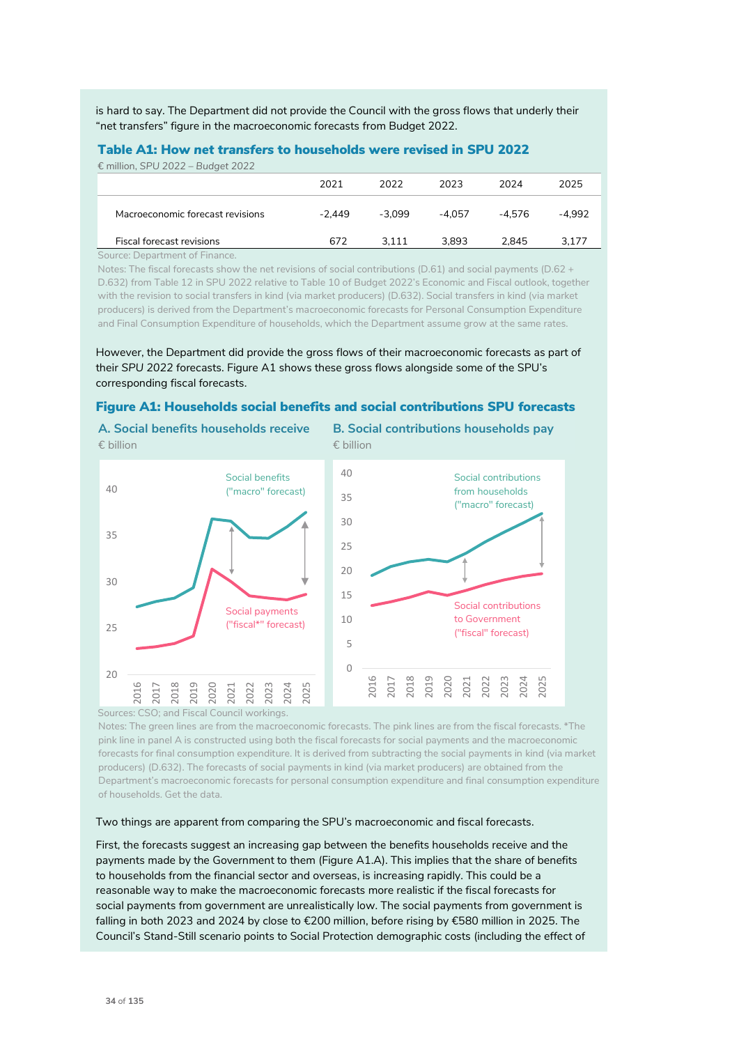is hard to say. The Department did not provide the Council with the gross flows that underly their "net transfers" figure in the macroeconomic forecasts from Budget 2022.

### Table A1: How net transfers to households were revised in SPU 2022

€ million, SPU 2022 – Budget 2022

| | 2021 | 2022 | 2023 | 2024 | 2025 |
|---|---|---|---|---|---|
| Macroeconomic forecast revisions | -2,449 | -3,099 | -4,057 | -4,576 | -4,992 |
| Fiscal forecast revisions | 672 | 3,111 | 3,893 | 2,845 | 3,177 |

Source: Department of Finance.

Notes: The fiscal forecasts show the net revisions of social contributions (D.61) and social payments (D.62 + D.632) from Table 12 in SPU 2022 relative to Table 10 of Budget 2022's Economic and Fiscal outlook, together with the revision to social transfers in kind (via market producers) (D.632). Social transfers in kind (via market producers) is derived from the Department's macroeconomic forecasts for Personal Consumption Expenditure and Final Consumption Expenditure of households, which the Department assume grow at the same rates.

However, the Department did provide the gross flows of their macroeconomic forecasts as part of their SPU 2022 forecasts. Figure A1 shows these gross flows alongside some of the SPU's corresponding fiscal forecasts.

### Figure A1: Households social benefits and social contributions SPU forecasts

**A. Social benefits households receive**

€ billion

Social benefits ("macro" forecast)

Social payments ("fiscal*" forecast)

40
35
30
25
20

2016 2017 2018 2019 2020 2021 2022 2023 2024 2025

**B. Social contributions households pay**

€ billion

Social contributions from households ("macro" forecast)

Social contributions to Government ("fiscal" forecast)

40
35
30
25
20
15
10
5
0

2016 2017 2018 2019 2020 2021 2022 2023 2024 2025

Sources: CSO; and Fiscal Council workings.

Notes: The green lines are from the macroeconomic forecasts. The pink lines are from the fiscal forecasts. *The pink line in panel A is constructed using both the fiscal forecasts for social payments and the macroeconomic forecasts for final consumption expenditure. It is derived from subtracting the social payments in kind (via market producers) (D.632). The forecasts of social payments in kind (via market producers) are obtained from the Department's macroeconomic forecasts for personal consumption expenditure and final consumption expenditure of households. Get the data.

Two things are apparent from comparing the SPU's macroeconomic and fiscal forecasts.

First, the forecasts suggest an increasing gap between the benefits households receive and the payments made by the Government to them (Figure A1.A). This implies that the share of benefits to households from the financial sector and overseas, is increasing rapidly. This could be a reasonable way to make the macroeconomic forecasts more realistic if the fiscal forecasts for social payments from government are unrealistically low. The social payments from government is falling in both 2023 and 2024 by close to €200 million, before rising by €580 million in 2025. The Council's Stand-Still scenario points to Social Protection demographic costs (including the effect of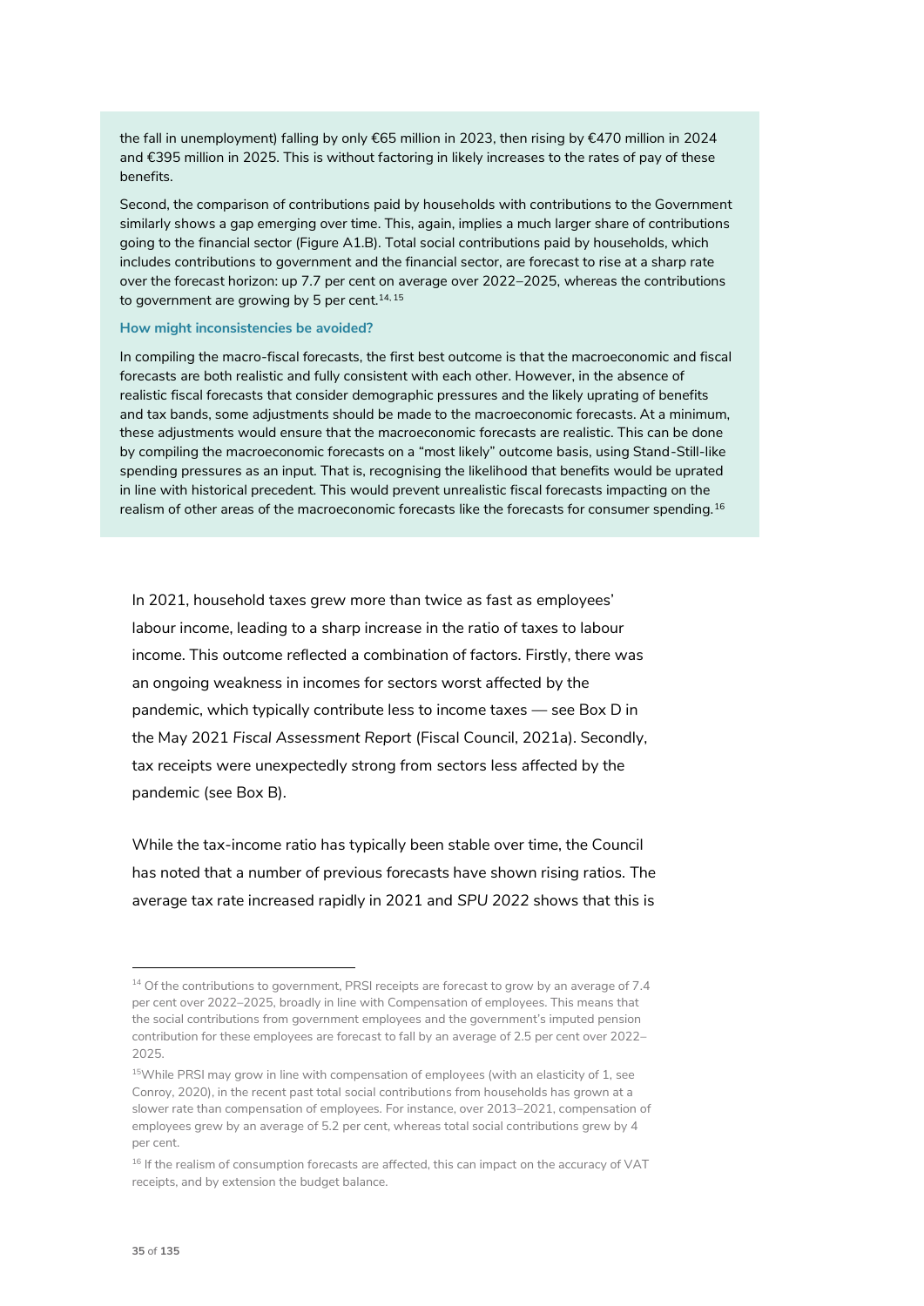the fall in unemployment) falling by only €65 million in 2023, then rising by €470 million in 2024 and €395 million in 2025. This is without factoring in likely increases to the rates of pay of these benefits.

Second, the comparison of contributions paid by households with contributions to the Government similarly shows a gap emerging over time. This, again, implies a much larger share of contributions going to the financial sector (Figure A1.B). Total social contributions paid by households, which includes contributions to government and the financial sector, are forecast to rise at a sharp rate over the forecast horizon: up 7.7 per cent on average over 2022–2025, whereas the contributions to government are growing by 5 per cent.[14, 15]

**How might inconsistencies be avoided?**

In compiling the macro-fiscal forecasts, the first best outcome is that the macroeconomic and fiscal forecasts are both realistic and fully consistent with each other. However, in the absence of realistic fiscal forecasts that consider demographic pressures and the likely uprating of benefits and tax bands, some adjustments should be made to the macroeconomic forecasts. At a minimum, these adjustments would ensure that the macroeconomic forecasts are realistic. This can be done by compiling the macroeconomic forecasts on a "most likely" outcome basis, using Stand-Still-like spending pressures as an input. That is, recognising the likelihood that benefits would be uprated in line with historical precedent. This would prevent unrealistic fiscal forecasts impacting on the realism of other areas of the macroeconomic forecasts like the forecasts for consumer spending.[16]

In 2021, household taxes grew more than twice as fast as employees' labour income, leading to a sharp increase in the ratio of taxes to labour income. This outcome reflected a combination of factors. Firstly, there was an ongoing weakness in incomes for sectors worst affected by the pandemic, which typically contribute less to income taxes — see Box D in the May 2021 *Fiscal Assessment Report* (Fiscal Council, 2021a). Secondly, tax receipts were unexpectedly strong from sectors less affected by the pandemic (see Box B).

While the tax-income ratio has typically been stable over time, the Council has noted that a number of previous forecasts have shown rising ratios. The average tax rate increased rapidly in 2021 and *SPU* 2022 shows that this is

---

[14] Of the contributions to government, PRSI receipts are forecast to grow by an average of 7.4 per cent over 2022–2025, broadly in line with Compensation of employees. This means that the social contributions from government employees and the government's imputed pension contribution for these employees are forecast to fall by an average of 2.5 per cent over 2022–2025.

[15] While PRSI may grow in line with compensation of employees (with an elasticity of 1, see Conroy, 2020), in the recent past total social contributions from households has grown at a slower rate than compensation of employees. For instance, over 2013–2021, compensation of employees grew by an average of 5.2 per cent, whereas total social contributions grew by 4 per cent.

[16] If the realism of consumption forecasts are affected, this can impact on the accuracy of VAT receipts, and by extension the budget balance.